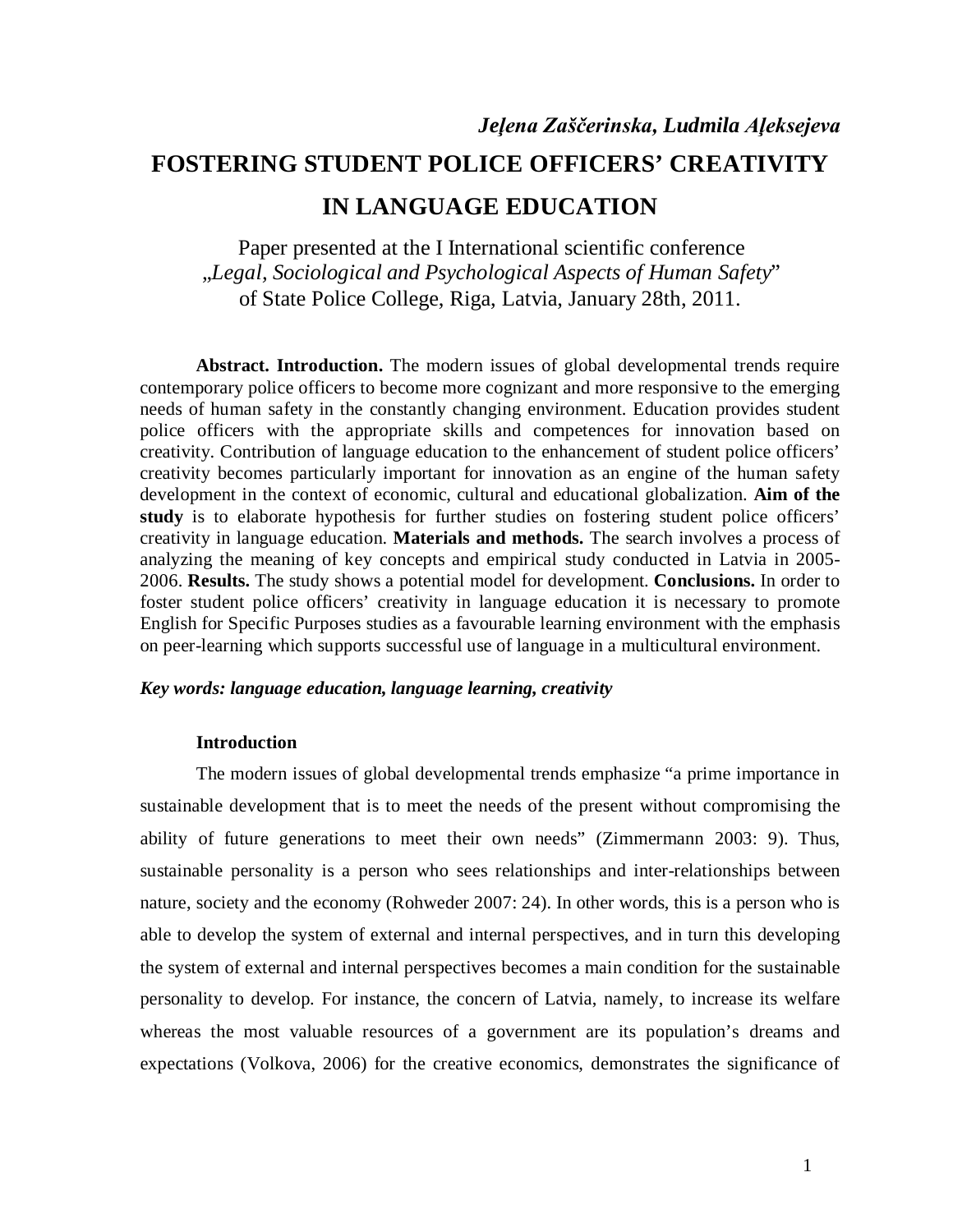*Jeļena Zaščerinska, Ludmila Aļeksejeva*

# FOSTERING STUDENT POLICE OFFICERS' CREATIVITY IN LANGUAGE EDUCATION

Paper presented at the I International scientific conference „*Legal, Sociological and Psychological Aspects of Human Safety*" of State Police College, Riga, Latvia, January 28th, 2011.

**Abstract. Introduction.** The modern issues of global developmental trends require contemporary police officers to become more cognizant and more responsive to the emerging needs of human safety in the constantly changing environment. Education provides student police officers with the appropriate skills and competences for innovation based on creativity. Contribution of language education to the enhancement of student police officers' creativity becomes particularly important for innovation as an engine of the human safety development in the context of economic, cultural and educational globalization. **Aim of the study** is to elaborate hypothesis for further studies on fostering student police officers' creativity in language education. **Materials and methods.** The search involves a process of analyzing the meaning of key concepts and empirical study conducted in Latvia in 2005-2006. **Results.** The study shows a potential model for development. **Conclusions.** In order to foster student police officers' creativity in language education it is necessary to promote English for Specific Purposes studies as a favourable learning environment with the emphasis on peer-learning which supports successful use of language in a multicultural environment.

***Key words: language education, language learning, creativity***

## Introduction

The modern issues of global developmental trends emphasize "a prime importance in sustainable development that is to meet the needs of the present without compromising the ability of future generations to meet their own needs" (Zimmermann 2003: 9). Thus, sustainable personality is a person who sees relationships and inter-relationships between nature, society and the economy (Rohweder 2007: 24). In other words, this is a person who is able to develop the system of external and internal perspectives, and in turn this developing the system of external and internal perspectives becomes a main condition for the sustainable personality to develop. For instance, the concern of Latvia, namely, to increase its welfare whereas the most valuable resources of a government are its population's dreams and expectations (Volkova, 2006) for the creative economics, demonstrates the significance of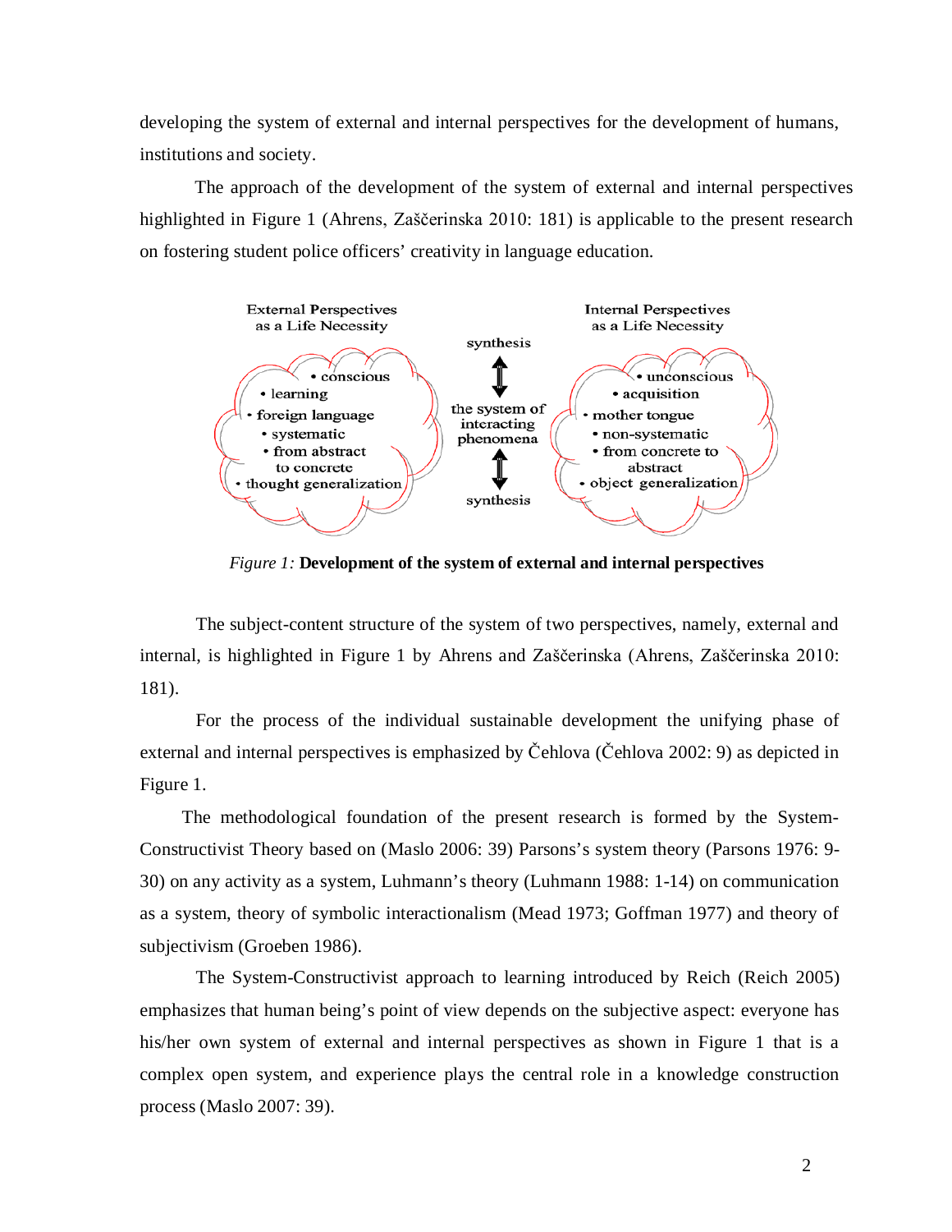developing the system of external and internal perspectives for the development of humans, institutions and society.

The approach of the development of the system of external and internal perspectives highlighted in Figure 1 (Ahrens, Zaščerinska 2010: 181) is applicable to the present research on fostering student police officers' creativity in language education.

External Perspectives as a Life Necessity

- conscious
- learning
- foreign language
- systematic
- from abstract to concrete
- thought generalization

synthesis

the system of interacting phenomena

synthesis

Internal Perspectives as a Life Necessity

- unconscious
- acquisition
- mother tongue
- non-systematic
- from concrete to abstract
- object generalization

*Figure 1:* **Development of the system of external and internal perspectives**

The subject-content structure of the system of two perspectives, namely, external and internal, is highlighted in Figure 1 by Ahrens and Zaščerinska (Ahrens, Zaščerinska 2010: 181).

For the process of the individual sustainable development the unifying phase of external and internal perspectives is emphasized by Čehlova (Čehlova 2002: 9) as depicted in Figure 1.

The methodological foundation of the present research is formed by the System-Constructivist Theory based on (Maslo 2006: 39) Parsons's system theory (Parsons 1976: 9-30) on any activity as a system, Luhmann's theory (Luhmann 1988: 1-14) on communication as a system, theory of symbolic interactionalism (Mead 1973; Goffman 1977) and theory of subjectivism (Groeben 1986).

The System-Constructivist approach to learning introduced by Reich (Reich 2005) emphasizes that human being's point of view depends on the subjective aspect: everyone has his/her own system of external and internal perspectives as shown in Figure 1 that is a complex open system, and experience plays the central role in a knowledge construction process (Maslo 2007: 39).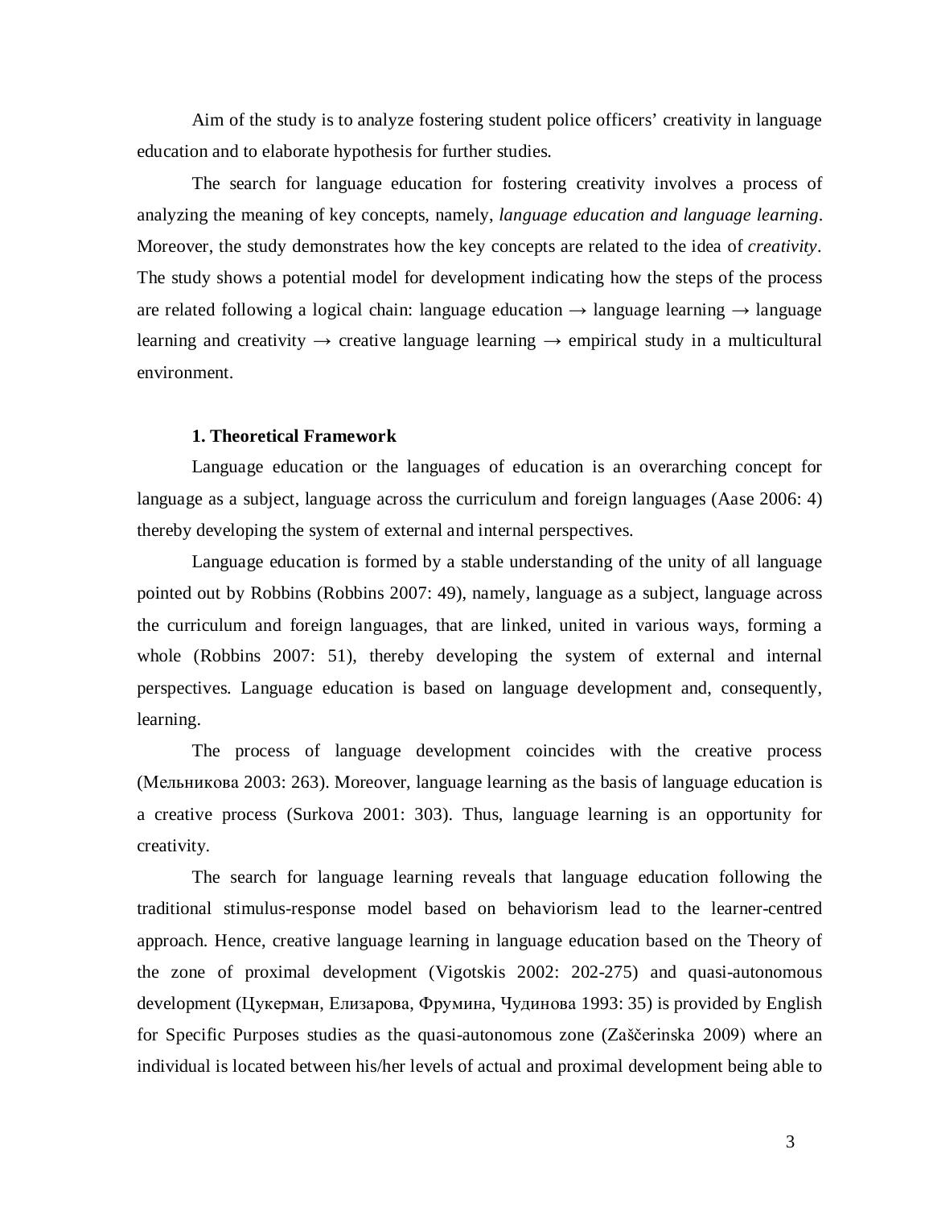Aim of the study is to analyze fostering student police officers' creativity in language education and to elaborate hypothesis for further studies.

The search for language education for fostering creativity involves a process of analyzing the meaning of key concepts, namely, *language education and language learning*. Moreover, the study demonstrates how the key concepts are related to the idea of *creativity*. The study shows a potential model for development indicating how the steps of the process are related following a logical chain: language education → language learning → language learning and creativity → creative language learning → empirical study in a multicultural environment.

### 1. Theoretical Framework

Language education or the languages of education is an overarching concept for language as a subject, language across the curriculum and foreign languages (Aase 2006: 4) thereby developing the system of external and internal perspectives.

Language education is formed by a stable understanding of the unity of all language pointed out by Robbins (Robbins 2007: 49), namely, language as a subject, language across the curriculum and foreign languages, that are linked, united in various ways, forming a whole (Robbins 2007: 51), thereby developing the system of external and internal perspectives. Language education is based on language development and, consequently, learning.

The process of language development coincides with the creative process (Мельникова 2003: 263). Moreover, language learning as the basis of language education is a creative process (Surkova 2001: 303). Thus, language learning is an opportunity for creativity.

The search for language learning reveals that language education following the traditional stimulus-response model based on behaviorism lead to the learner-centred approach. Hence, creative language learning in language education based on the Theory of the zone of proximal development (Vigotskis 2002: 202-275) and quasi-autonomous development (Цукерман, Елизарова, Фрумина, Чудинова 1993: 35) is provided by English for Specific Purposes studies as the quasi-autonomous zone (Zaščerinska 2009) where an individual is located between his/her levels of actual and proximal development being able to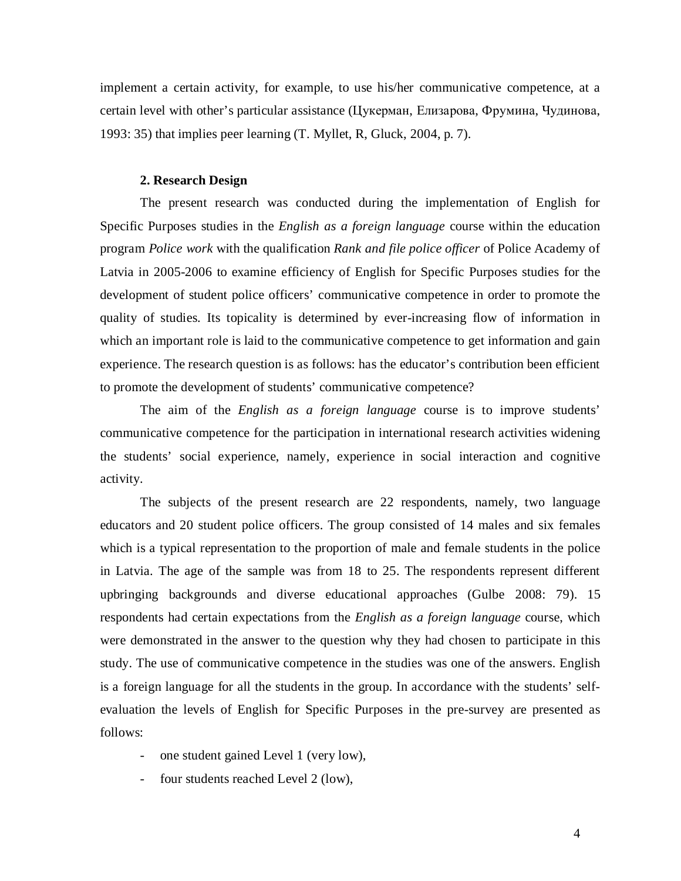implement a certain activity, for example, to use his/her communicative competence, at a certain level with other's particular assistance (Цукерман, Елизарова, Фрумина, Чудинова, 1993: 35) that implies peer learning (T. Myllet, R, Gluck, 2004, p. 7).

**2. Research Design**

The present research was conducted during the implementation of English for Specific Purposes studies in the *English as a foreign language* course within the education program *Police work* with the qualification *Rank and file police officer* of Police Academy of Latvia in 2005-2006 to examine efficiency of English for Specific Purposes studies for the development of student police officers' communicative competence in order to promote the quality of studies. Its topicality is determined by ever-increasing flow of information in which an important role is laid to the communicative competence to get information and gain experience. The research question is as follows: has the educator's contribution been efficient to promote the development of students' communicative competence?

The aim of the *English as a foreign language* course is to improve students' communicative competence for the participation in international research activities widening the students' social experience, namely, experience in social interaction and cognitive activity.

The subjects of the present research are 22 respondents, namely, two language educators and 20 student police officers. The group consisted of 14 males and six females which is a typical representation to the proportion of male and female students in the police in Latvia. The age of the sample was from 18 to 25. The respondents represent different upbringing backgrounds and diverse educational approaches (Gulbe 2008: 79). 15 respondents had certain expectations from the *English as a foreign language* course, which were demonstrated in the answer to the question why they had chosen to participate in this study. The use of communicative competence in the studies was one of the answers. English is a foreign language for all the students in the group. In accordance with the students' self-evaluation the levels of English for Specific Purposes in the pre-survey are presented as follows:

- one student gained Level 1 (very low),
- four students reached Level 2 (low),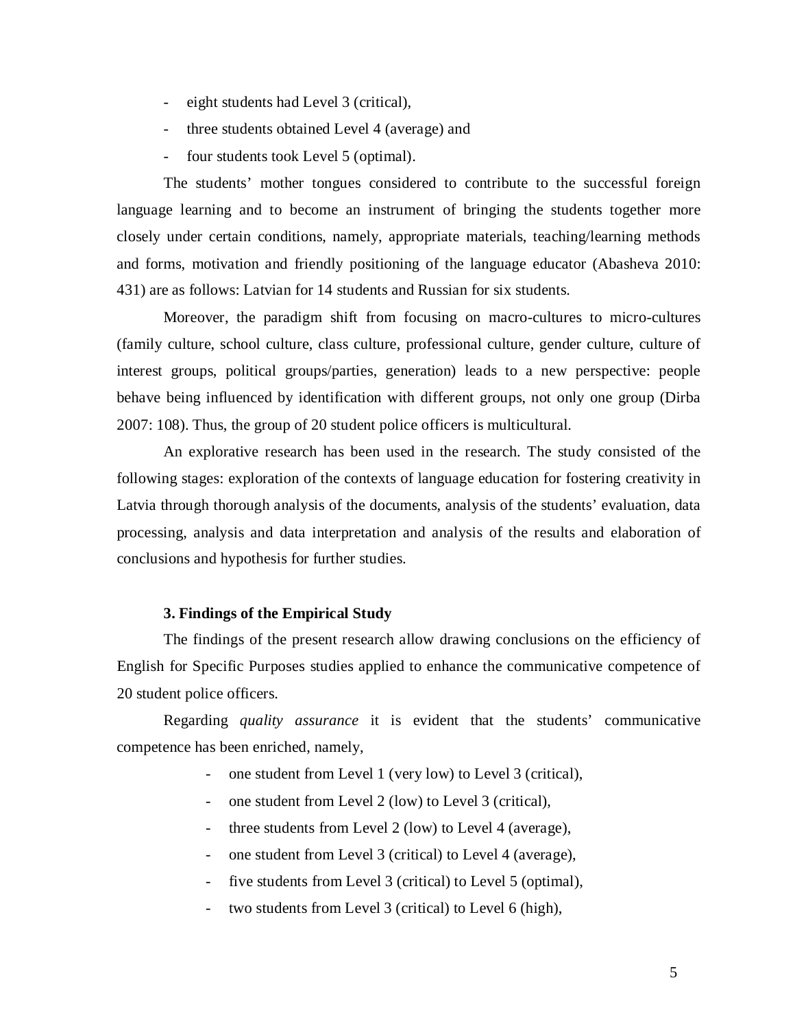- eight students had Level 3 (critical),
- three students obtained Level 4 (average) and
- four students took Level 5 (optimal).

The students' mother tongues considered to contribute to the successful foreign language learning and to become an instrument of bringing the students together more closely under certain conditions, namely, appropriate materials, teaching/learning methods and forms, motivation and friendly positioning of the language educator (Abasheva 2010: 431) are as follows: Latvian for 14 students and Russian for six students.

Moreover, the paradigm shift from focusing on macro-cultures to micro-cultures (family culture, school culture, class culture, professional culture, gender culture, culture of interest groups, political groups/parties, generation) leads to a new perspective: people behave being influenced by identification with different groups, not only one group (Dirba 2007: 108). Thus, the group of 20 student police officers is multicultural.

An explorative research has been used in the research. The study consisted of the following stages: exploration of the contexts of language education for fostering creativity in Latvia through thorough analysis of the documents, analysis of the students' evaluation, data processing, analysis and data interpretation and analysis of the results and elaboration of conclusions and hypothesis for further studies.

### 3. Findings of the Empirical Study

The findings of the present research allow drawing conclusions on the efficiency of English for Specific Purposes studies applied to enhance the communicative competence of 20 student police officers.

Regarding *quality assurance* it is evident that the students' communicative competence has been enriched, namely,

- one student from Level 1 (very low) to Level 3 (critical),
- one student from Level 2 (low) to Level 3 (critical),
- three students from Level 2 (low) to Level 4 (average),
- one student from Level 3 (critical) to Level 4 (average),
- five students from Level 3 (critical) to Level 5 (optimal),
- two students from Level 3 (critical) to Level 6 (high),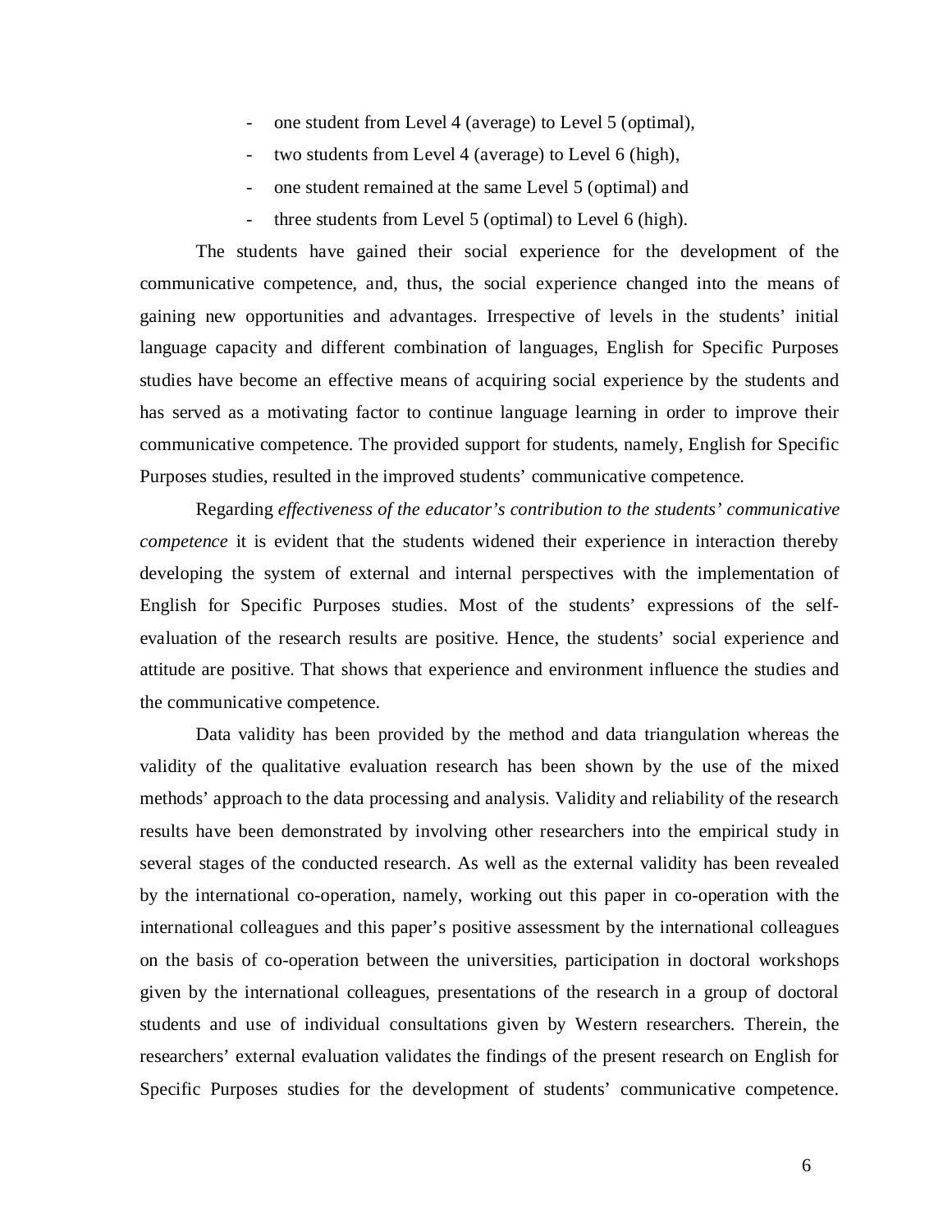- one student from Level 4 (average) to Level 5 (optimal),
- two students from Level 4 (average) to Level 6 (high),
- one student remained at the same Level 5 (optimal) and
- three students from Level 5 (optimal) to Level 6 (high).

The students have gained their social experience for the development of the communicative competence, and, thus, the social experience changed into the means of gaining new opportunities and advantages. Irrespective of levels in the students' initial language capacity and different combination of languages, English for Specific Purposes studies have become an effective means of acquiring social experience by the students and has served as a motivating factor to continue language learning in order to improve their communicative competence. The provided support for students, namely, English for Specific Purposes studies, resulted in the improved students' communicative competence.

Regarding *effectiveness of the educator's contribution to the students' communicative competence* it is evident that the students widened their experience in interaction thereby developing the system of external and internal perspectives with the implementation of English for Specific Purposes studies. Most of the students' expressions of the self-evaluation of the research results are positive. Hence, the students' social experience and attitude are positive. That shows that experience and environment influence the studies and the communicative competence.

Data validity has been provided by the method and data triangulation whereas the validity of the qualitative evaluation research has been shown by the use of the mixed methods' approach to the data processing and analysis. Validity and reliability of the research results have been demonstrated by involving other researchers into the empirical study in several stages of the conducted research. As well as the external validity has been revealed by the international co-operation, namely, working out this paper in co-operation with the international colleagues and this paper's positive assessment by the international colleagues on the basis of co-operation between the universities, participation in doctoral workshops given by the international colleagues, presentations of the research in a group of doctoral students and use of individual consultations given by Western researchers. Therein, the researchers' external evaluation validates the findings of the present research on English for Specific Purposes studies for the development of students' communicative competence.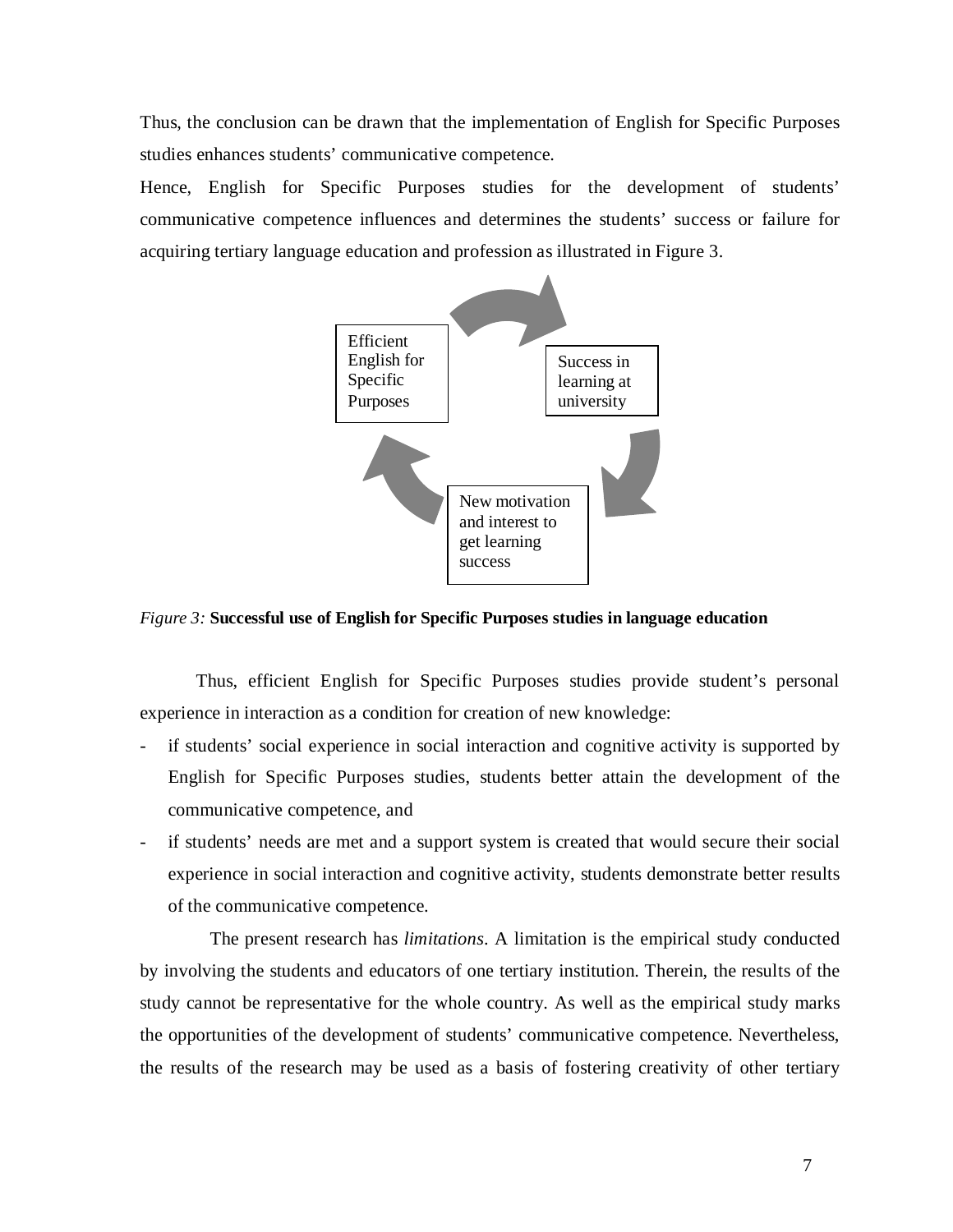Thus, the conclusion can be drawn that the implementation of English for Specific Purposes studies enhances students' communicative competence.

Hence, English for Specific Purposes studies for the development of students' communicative competence influences and determines the students' success or failure for acquiring tertiary language education and profession as illustrated in Figure 3.

Efficient English for Specific Purposes

Success in learning at university

New motivation and interest to get learning success

*Figure 3:* **Successful use of English for Specific Purposes studies in language education**

Thus, efficient English for Specific Purposes studies provide student's personal experience in interaction as a condition for creation of new knowledge:

- if students' social experience in social interaction and cognitive activity is supported by English for Specific Purposes studies, students better attain the development of the communicative competence, and
- if students' needs are met and a support system is created that would secure their social experience in social interaction and cognitive activity, students demonstrate better results of the communicative competence.

The present research has *limitations*. A limitation is the empirical study conducted by involving the students and educators of one tertiary institution. Therein, the results of the study cannot be representative for the whole country. As well as the empirical study marks the opportunities of the development of students' communicative competence. Nevertheless, the results of the research may be used as a basis of fostering creativity of other tertiary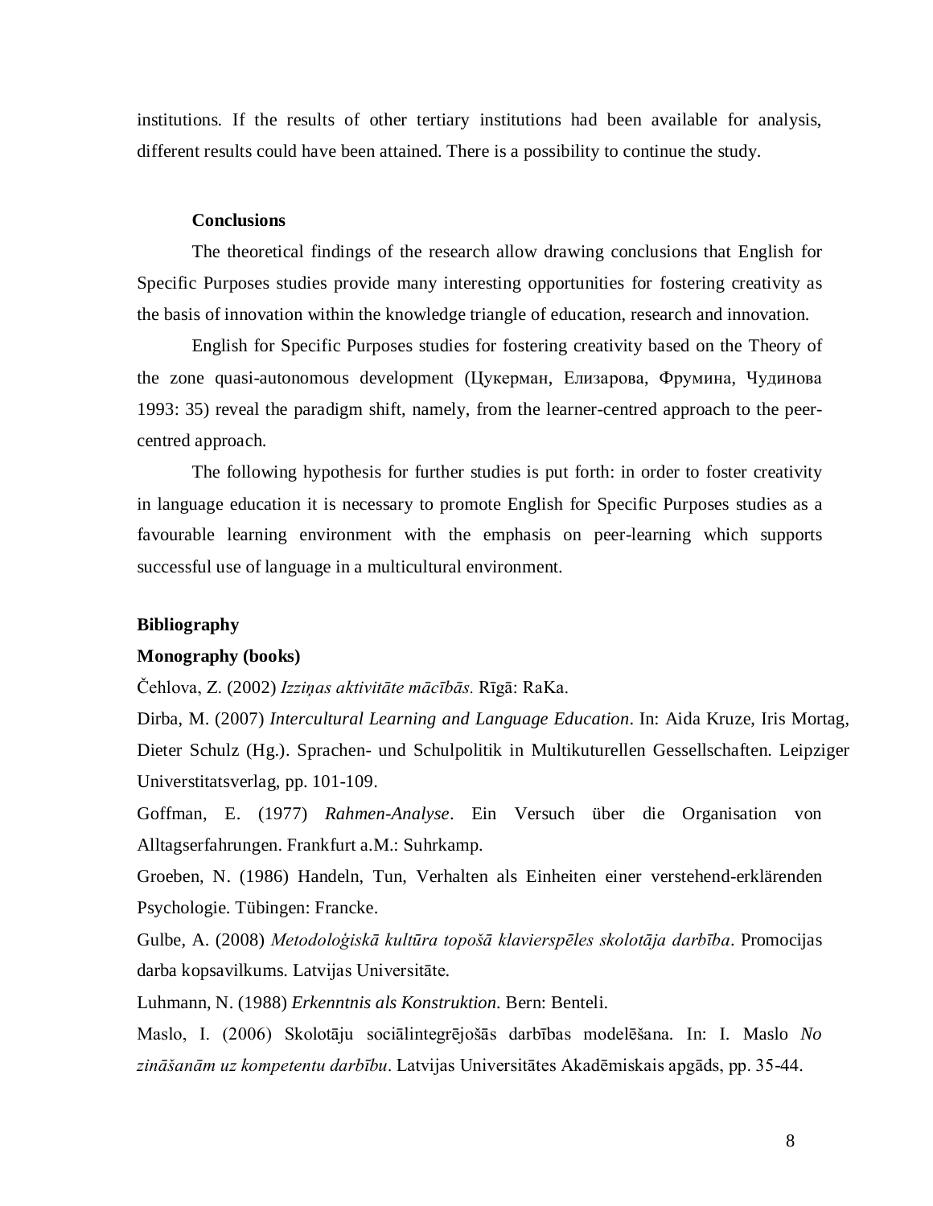institutions. If the results of other tertiary institutions had been available for analysis, different results could have been attained. There is a possibility to continue the study.

## Conclusions

The theoretical findings of the research allow drawing conclusions that English for Specific Purposes studies provide many interesting opportunities for fostering creativity as the basis of innovation within the knowledge triangle of education, research and innovation.

English for Specific Purposes studies for fostering creativity based on the Theory of the zone quasi-autonomous development (Цукерман, Елизарова, Фрумина, Чудинова 1993: 35) reveal the paradigm shift, namely, from the learner-centred approach to the peer-centred approach.

The following hypothesis for further studies is put forth: in order to foster creativity in language education it is necessary to promote English for Specific Purposes studies as a favourable learning environment with the emphasis on peer-learning which supports successful use of language in a multicultural environment.

## Bibliography

### Monography (books)

Čehlova, Z. (2002) *Izziņas aktivitāte mācībās.* Rīgā: RaKa.

Dirba, M. (2007) *Intercultural Learning and Language Education*. In: Aida Kruze, Iris Mortag, Dieter Schulz (Hg.). Sprachen- und Schulpolitik in Multikuturellen Gessellschaften. Leipziger Universtitatsverlag, pp. 101-109.

Goffman, E. (1977) *Rahmen-Analyse*. Ein Versuch über die Organisation von Alltagserfahrungen. Frankfurt a.M.: Suhrkamp.

Groeben, N. (1986) Handeln, Tun, Verhalten als Einheiten einer verstehend-erklärenden Psychologie. Tübingen: Francke.

Gulbe, A. (2008) *Metodoloģiskā kultūra topošā klavierspēles skolotāja darbība*. Promocijas darba kopsavilkums. Latvijas Universitāte.

Luhmann, N. (1988) *Erkenntnis als Konstruktion*. Bern: Benteli.

Maslo, I. (2006) Skolotāju sociālintegrējošās darbības modelēšana. In: I. Maslo *No zināšanām uz kompetentu darbību*. Latvijas Universitātes Akadēmiskais apgāds, pp. 35-44.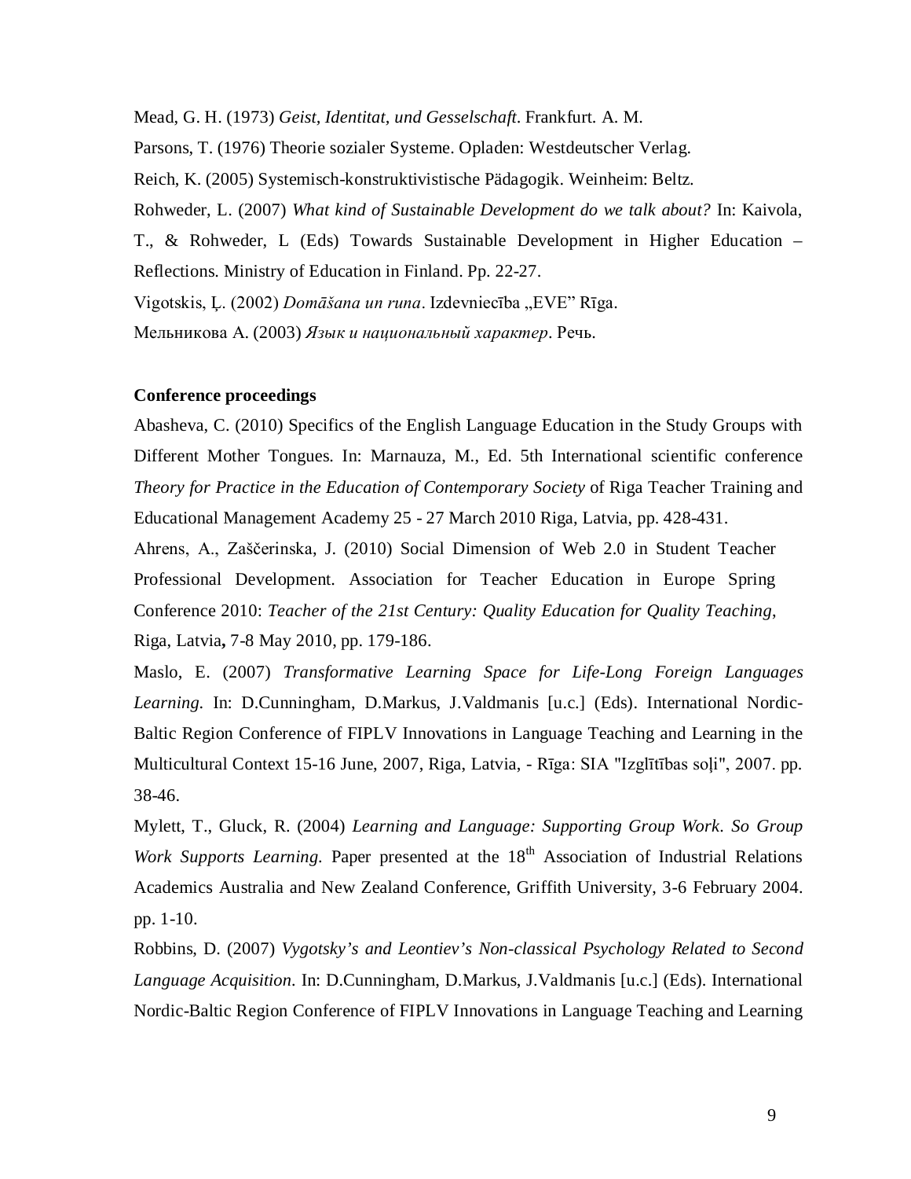Mead, G. H. (1973) *Geist, Identitat, und Gesselschaft*. Frankfurt. A. M.

Parsons, T. (1976) Theorie sozialer Systeme. Opladen: Westdeutscher Verlag.

Reich, K. (2005) Systemisch-konstruktivistische Pädagogik. Weinheim: Beltz.

Rohweder, L. (2007) *What kind of Sustainable Development do we talk about?* In: Kaivola, T., & Rohweder, L (Eds) Towards Sustainable Development in Higher Education – Reflections. Ministry of Education in Finland. Pp. 22-27.

Vigotskis, Ļ. (2002) *Domāšana un runa*. Izdevniecība „EVE" Rīga.

Мельникова А. (2003) *Язык и национальный характер*. Речь.

**Conference proceedings**

Abasheva, C. (2010) Specifics of the English Language Education in the Study Groups with Different Mother Tongues. In: Marnauza, M., Ed. 5th International scientific conference *Theory for Practice in the Education of Contemporary Society* of Riga Teacher Training and Educational Management Academy 25 - 27 March 2010 Riga, Latvia, pp. 428-431.

Ahrens, A., Zaščerinska, J. (2010) Social Dimension of Web 2.0 in Student Teacher Professional Development. Association for Teacher Education in Europe Spring Conference 2010: *Teacher of the 21st Century: Quality Education for Quality Teaching*, Riga, Latvia**,** 7-8 May 2010, pp. 179-186.

Maslo, E. (2007) *Transformative Learning Space for Life-Long Foreign Languages Learning*. In: D.Cunningham, D.Markus, J.Valdmanis [u.c.] (Eds). International Nordic-Baltic Region Conference of FIPLV Innovations in Language Teaching and Learning in the Multicultural Context 15-16 June, 2007, Riga, Latvia, - Rīga: SIA "Izglītības soļi", 2007. pp. 38-46.

Mylett, T., Gluck, R. (2004) *Learning and Language: Supporting Group Work. So Group Work Supports Learning*. Paper presented at the 18th Association of Industrial Relations Academics Australia and New Zealand Conference, Griffith University, 3-6 February 2004. pp. 1-10.

Robbins, D. (2007) *Vygotsky's and Leontiev's Non-classical Psychology Related to Second Language Acquisition*. In: D.Cunningham, D.Markus, J.Valdmanis [u.c.] (Eds). International Nordic-Baltic Region Conference of FIPLV Innovations in Language Teaching and Learning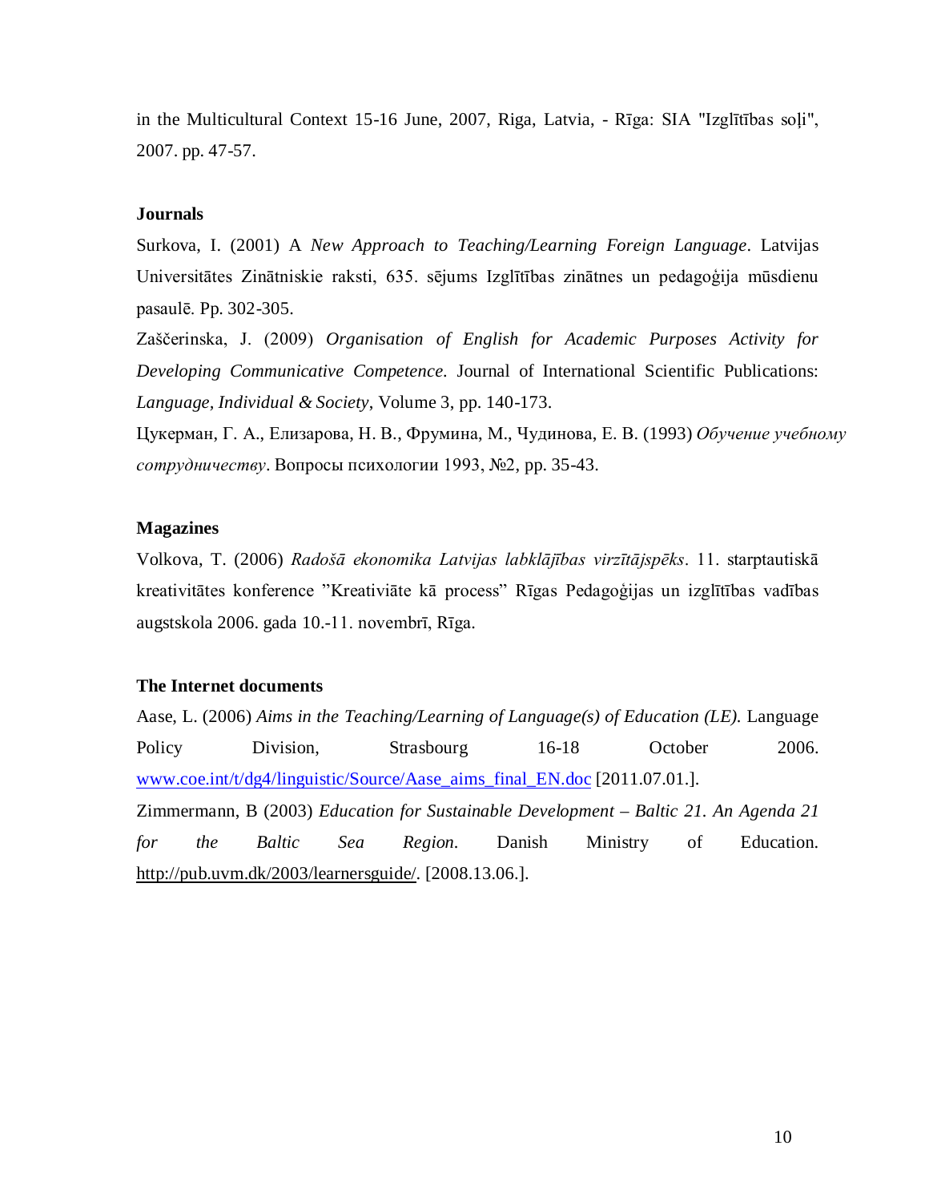in the Multicultural Context 15-16 June, 2007, Riga, Latvia, - Rīga: SIA "Izglītības soļi", 2007. pp. 47-57.

**Journals**

Surkova, I. (2001) A *New Approach to Teaching/Learning Foreign Language*. Latvijas Universitātes Zinātniskie raksti, 635. sējums Izglītības zinātnes un pedagoģija mūsdienu pasaulē. Pp. 302-305.

Zaščerinska, J. (2009) *Organisation of English for Academic Purposes Activity for Developing Communicative Competence.* Journal of International Scientific Publications: *Language, Individual & Society*, Volume 3, pp. 140-173.

Цукерман, Г. А., Елизарова, Н. В., Фрумина, М., Чудинова, Е. В. (1993) *Обучение учебному сотрудничеству*. Вопросы психологии 1993, №2, pp. 35-43.

**Magazines**

Volkova, T. (2006) *Radošā ekonomika Latvijas labklājības virzītājspēks*. 11. starptautiskā kreativitātes konference "Kreativiāte kā process" Rīgas Pedagoģijas un izglītības vadības augstskola 2006. gada 10.-11. novembrī, Rīga.

**The Internet documents**

Aase, L. (2006) *Aims in the Teaching/Learning of Language(s) of Education (LE).* Language Policy Division, Strasbourg 16-18 October 2006. www.coe.int/t/dg4/linguistic/Source/Aase_aims_final_EN.doc [2011.07.01.].

Zimmermann, B (2003) *Education for Sustainable Development – Baltic 21. An Agenda 21 for the Baltic Sea Region.* Danish Ministry of Education. http://pub.uvm.dk/2003/learnersguide/. [2008.13.06.].